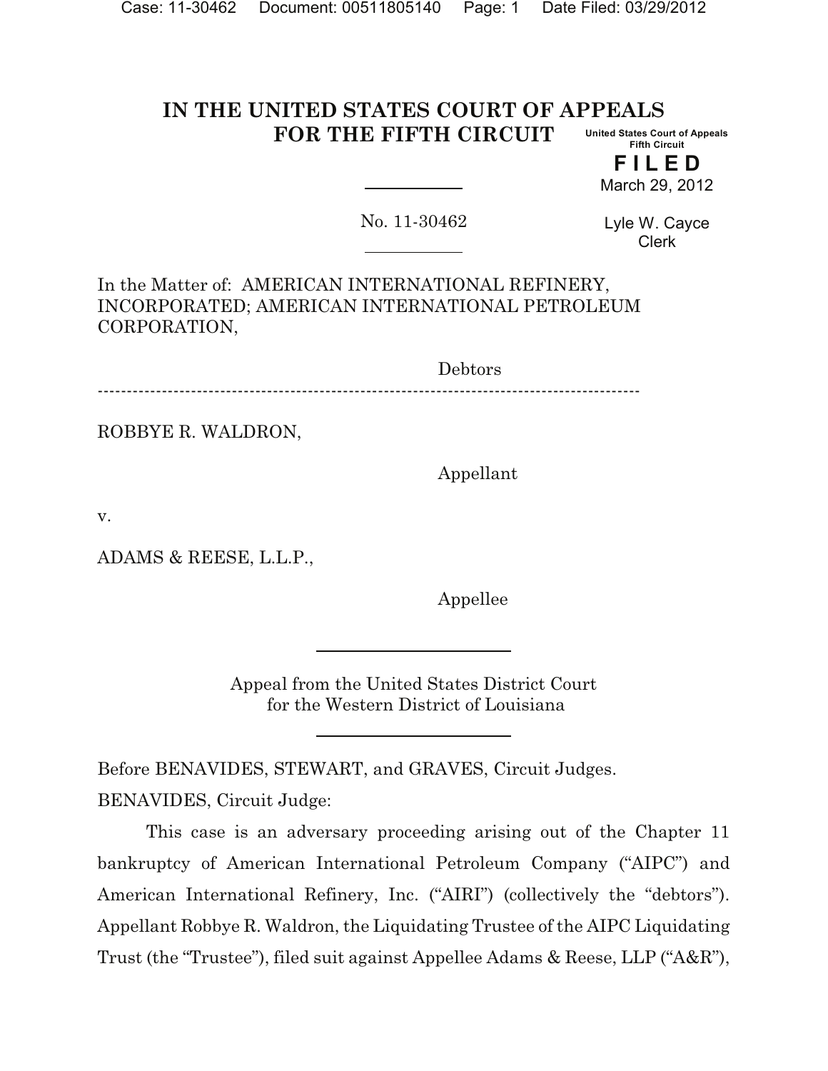# IN THE UNITED STATES COURT OF APPEALS FOR THE FIFTH CIRCUIT

United States Court of Appeals
Fifth Circuit

**FILED**

March 29, 2012

Lyle W. Cayce
Clerk

No. 11-30462

In the Matter of: AMERICAN INTERNATIONAL REFINERY, INCORPORATED; AMERICAN INTERNATIONAL PETROLEUM CORPORATION,

Debtors

---

ROBBYE R. WALDRON,

Appellant

v.

ADAMS & REESE, L.L.P.,

Appellee

Appeal from the United States District Court
for the Western District of Louisiana

Before BENAVIDES, STEWART, and GRAVES, Circuit Judges.

BENAVIDES, Circuit Judge:

This case is an adversary proceeding arising out of the Chapter 11 bankruptcy of American International Petroleum Company ("AIPC") and American International Refinery, Inc. ("AIRI") (collectively the "debtors"). Appellant Robbye R. Waldron, the Liquidating Trustee of the AIPC Liquidating Trust (the "Trustee"), filed suit against Appellee Adams & Reese, LLP ("A&R"),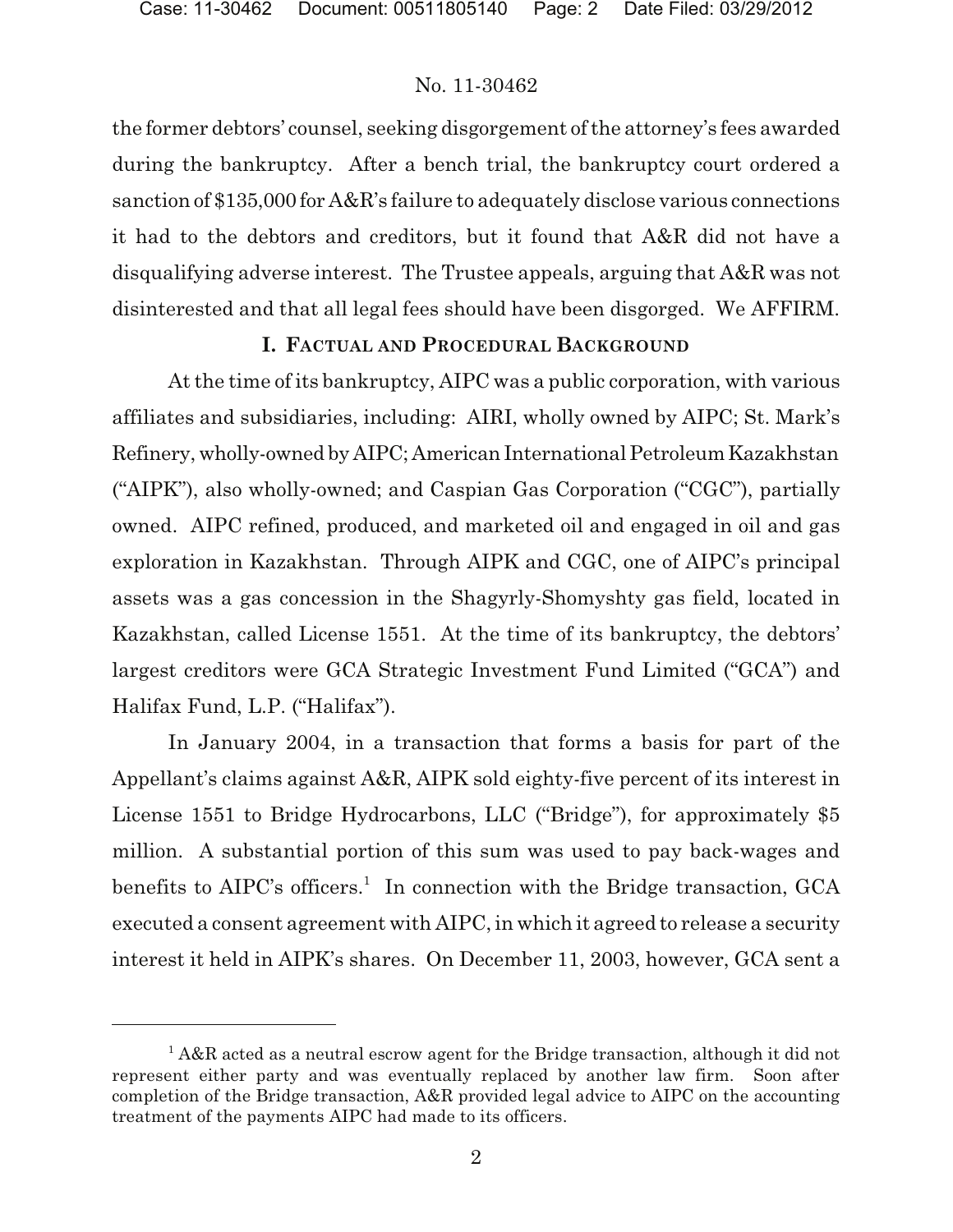the former debtors' counsel, seeking disgorgement of the attorney's fees awarded during the bankruptcy. After a bench trial, the bankruptcy court ordered a sanction of $135,000 for A&R's failure to adequately disclose various connections it had to the debtors and creditors, but it found that A&R did not have a disqualifying adverse interest. The Trustee appeals, arguing that A&R was not disinterested and that all legal fees should have been disgorged. We AFFIRM.

## I. Factual and Procedural Background

At the time of its bankruptcy, AIPC was a public corporation, with various affiliates and subsidiaries, including: AIRI, wholly owned by AIPC; St. Mark's Refinery, wholly-owned by AIPC; American International Petroleum Kazakhstan ("AIPK"), also wholly-owned; and Caspian Gas Corporation ("CGC"), partially owned. AIPC refined, produced, and marketed oil and engaged in oil and gas exploration in Kazakhstan. Through AIPK and CGC, one of AIPC's principal assets was a gas concession in the Shagyrly-Shomyshty gas field, located in Kazakhstan, called License 1551. At the time of its bankruptcy, the debtors' largest creditors were GCA Strategic Investment Fund Limited ("GCA") and Halifax Fund, L.P. ("Halifax").

In January 2004, in a transaction that forms a basis for part of the Appellant's claims against A&R, AIPK sold eighty-five percent of its interest in License 1551 to Bridge Hydrocarbons, LLC ("Bridge"), for approximately $5 million. A substantial portion of this sum was used to pay back-wages and benefits to AIPC's officers.[1] In connection with the Bridge transaction, GCA executed a consent agreement with AIPC, in which it agreed to release a security interest it held in AIPK's shares. On December 11, 2003, however, GCA sent a

[1] A&R acted as a neutral escrow agent for the Bridge transaction, although it did not represent either party and was eventually replaced by another law firm. Soon after completion of the Bridge transaction, A&R provided legal advice to AIPC on the accounting treatment of the payments AIPC had made to its officers.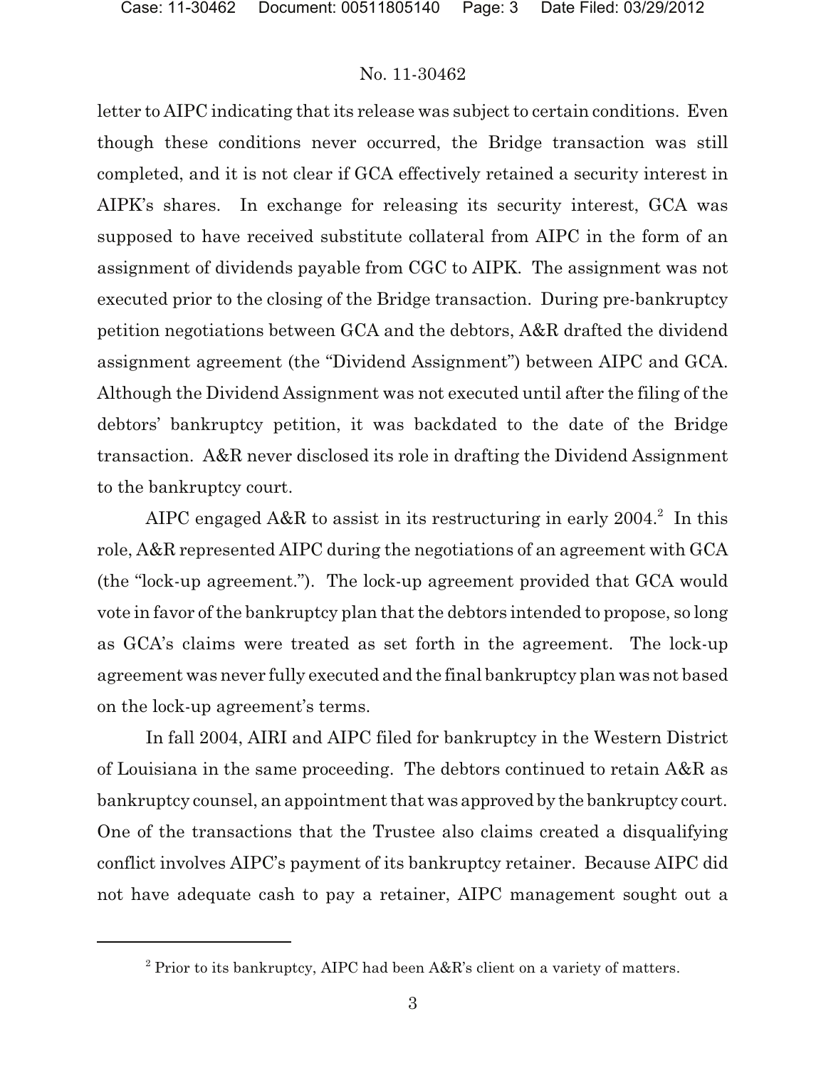letter to AIPC indicating that its release was subject to certain conditions. Even though these conditions never occurred, the Bridge transaction was still completed, and it is not clear if GCA effectively retained a security interest in AIPK's shares. In exchange for releasing its security interest, GCA was supposed to have received substitute collateral from AIPC in the form of an assignment of dividends payable from CGC to AIPK. The assignment was not executed prior to the closing of the Bridge transaction. During pre-bankruptcy petition negotiations between GCA and the debtors, A&R drafted the dividend assignment agreement (the "Dividend Assignment") between AIPC and GCA. Although the Dividend Assignment was not executed until after the filing of the debtors' bankruptcy petition, it was backdated to the date of the Bridge transaction. A&R never disclosed its role in drafting the Dividend Assignment to the bankruptcy court.

AIPC engaged A&R to assist in its restructuring in early 2004.[2] In this role, A&R represented AIPC during the negotiations of an agreement with GCA (the "lock-up agreement."). The lock-up agreement provided that GCA would vote in favor of the bankruptcy plan that the debtors intended to propose, so long as GCA's claims were treated as set forth in the agreement. The lock-up agreement was never fully executed and the final bankruptcy plan was not based on the lock-up agreement's terms.

In fall 2004, AIRI and AIPC filed for bankruptcy in the Western District of Louisiana in the same proceeding. The debtors continued to retain A&R as bankruptcy counsel, an appointment that was approved by the bankruptcy court. One of the transactions that the Trustee also claims created a disqualifying conflict involves AIPC's payment of its bankruptcy retainer. Because AIPC did not have adequate cash to pay a retainer, AIPC management sought out a

[2] Prior to its bankruptcy, AIPC had been A&R's client on a variety of matters.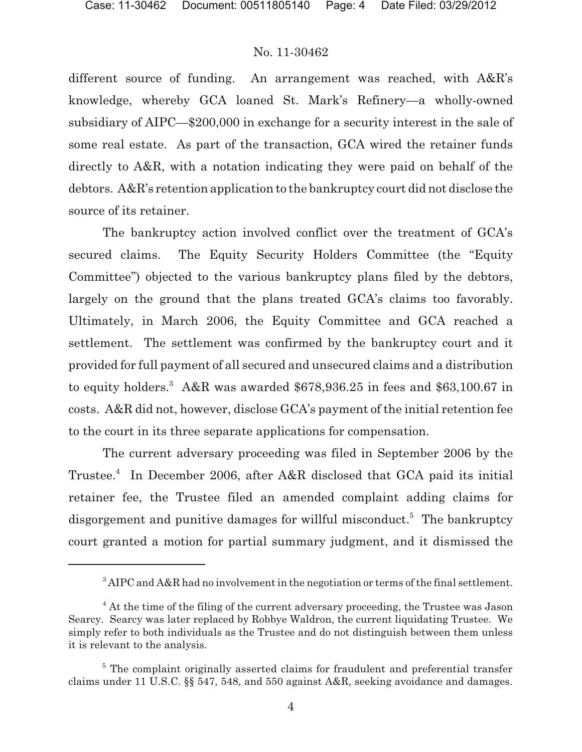different source of funding. An arrangement was reached, with A&R's knowledge, whereby GCA loaned St. Mark's Refinery—a wholly-owned subsidiary of AIPC—$200,000 in exchange for a security interest in the sale of some real estate. As part of the transaction, GCA wired the retainer funds directly to A&R, with a notation indicating they were paid on behalf of the debtors. A&R's retention application to the bankruptcy court did not disclose the source of its retainer.

The bankruptcy action involved conflict over the treatment of GCA's secured claims. The Equity Security Holders Committee (the "Equity Committee") objected to the various bankruptcy plans filed by the debtors, largely on the ground that the plans treated GCA's claims too favorably. Ultimately, in March 2006, the Equity Committee and GCA reached a settlement. The settlement was confirmed by the bankruptcy court and it provided for full payment of all secured and unsecured claims and a distribution to equity holders.[3] A&R was awarded $678,936.25 in fees and $63,100.67 in costs. A&R did not, however, disclose GCA's payment of the initial retention fee to the court in its three separate applications for compensation.

The current adversary proceeding was filed in September 2006 by the Trustee.[4] In December 2006, after A&R disclosed that GCA paid its initial retainer fee, the Trustee filed an amended complaint adding claims for disgorgement and punitive damages for willful misconduct.[5] The bankruptcy court granted a motion for partial summary judgment, and it dismissed the

---

[3] AIPC and A&R had no involvement in the negotiation or terms of the final settlement.

[4] At the time of the filing of the current adversary proceeding, the Trustee was Jason Searcy. Searcy was later replaced by Robbye Waldron, the current liquidating Trustee. We simply refer to both individuals as the Trustee and do not distinguish between them unless it is relevant to the analysis.

[5] The complaint originally asserted claims for fraudulent and preferential transfer claims under 11 U.S.C. §§ 547, 548, and 550 against A&R, seeking avoidance and damages.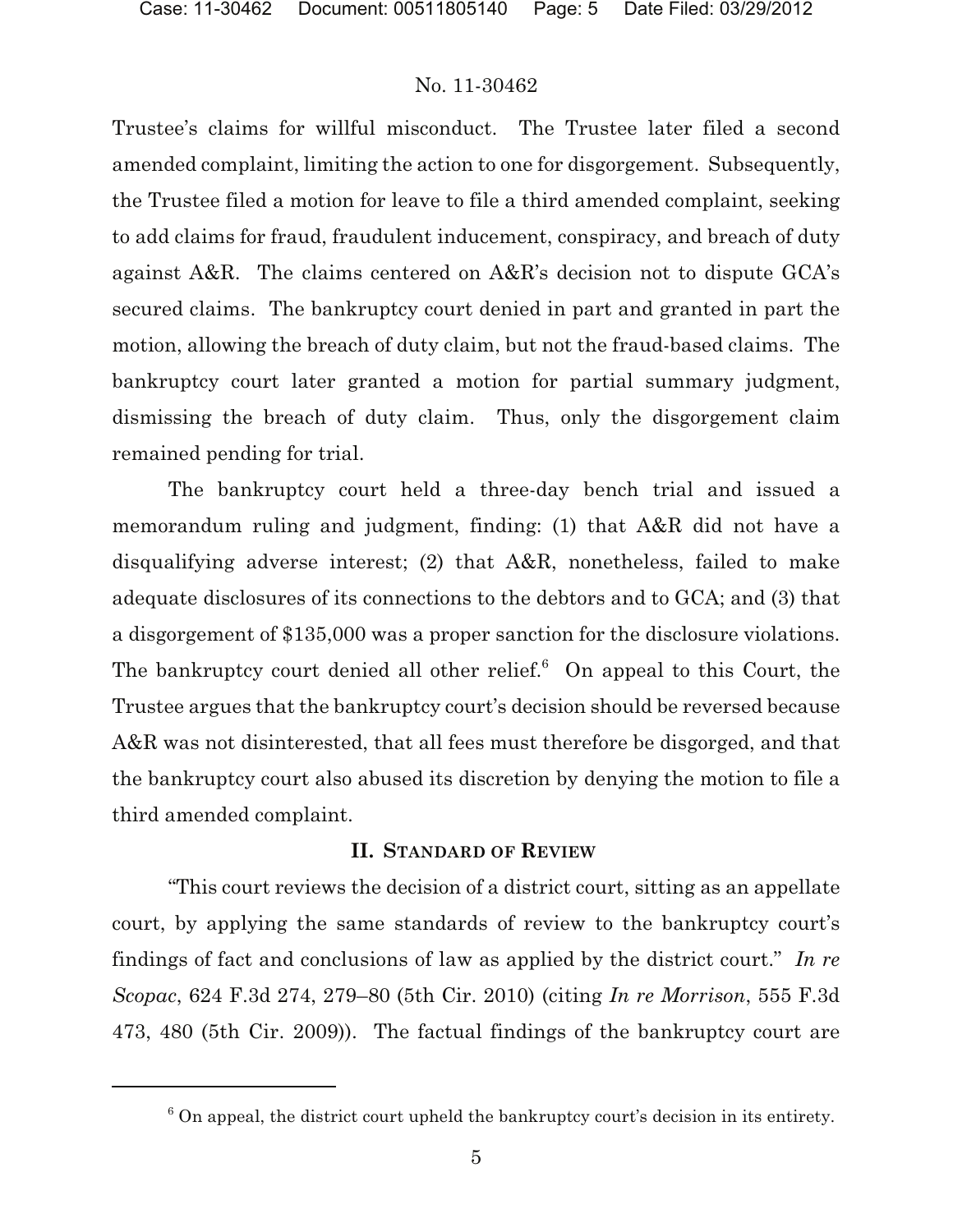Trustee's claims for willful misconduct. The Trustee later filed a second amended complaint, limiting the action to one for disgorgement. Subsequently, the Trustee filed a motion for leave to file a third amended complaint, seeking to add claims for fraud, fraudulent inducement, conspiracy, and breach of duty against A&R. The claims centered on A&R's decision not to dispute GCA's secured claims. The bankruptcy court denied in part and granted in part the motion, allowing the breach of duty claim, but not the fraud-based claims. The bankruptcy court later granted a motion for partial summary judgment, dismissing the breach of duty claim. Thus, only the disgorgement claim remained pending for trial.

The bankruptcy court held a three-day bench trial and issued a memorandum ruling and judgment, finding: (1) that A&R did not have a disqualifying adverse interest; (2) that A&R, nonetheless, failed to make adequate disclosures of its connections to the debtors and to GCA; and (3) that a disgorgement of $135,000 was a proper sanction for the disclosure violations. The bankruptcy court denied all other relief.[6] On appeal to this Court, the Trustee argues that the bankruptcy court's decision should be reversed because A&R was not disinterested, that all fees must therefore be disgorged, and that the bankruptcy court also abused its discretion by denying the motion to file a third amended complaint.

## II. Standard of Review

"This court reviews the decision of a district court, sitting as an appellate court, by applying the same standards of review to the bankruptcy court's findings of fact and conclusions of law as applied by the district court." *In re Scopac*, 624 F.3d 274, 279–80 (5th Cir. 2010) (citing *In re Morrison*, 555 F.3d 473, 480 (5th Cir. 2009)). The factual findings of the bankruptcy court are

[6] On appeal, the district court upheld the bankruptcy court's decision in its entirety.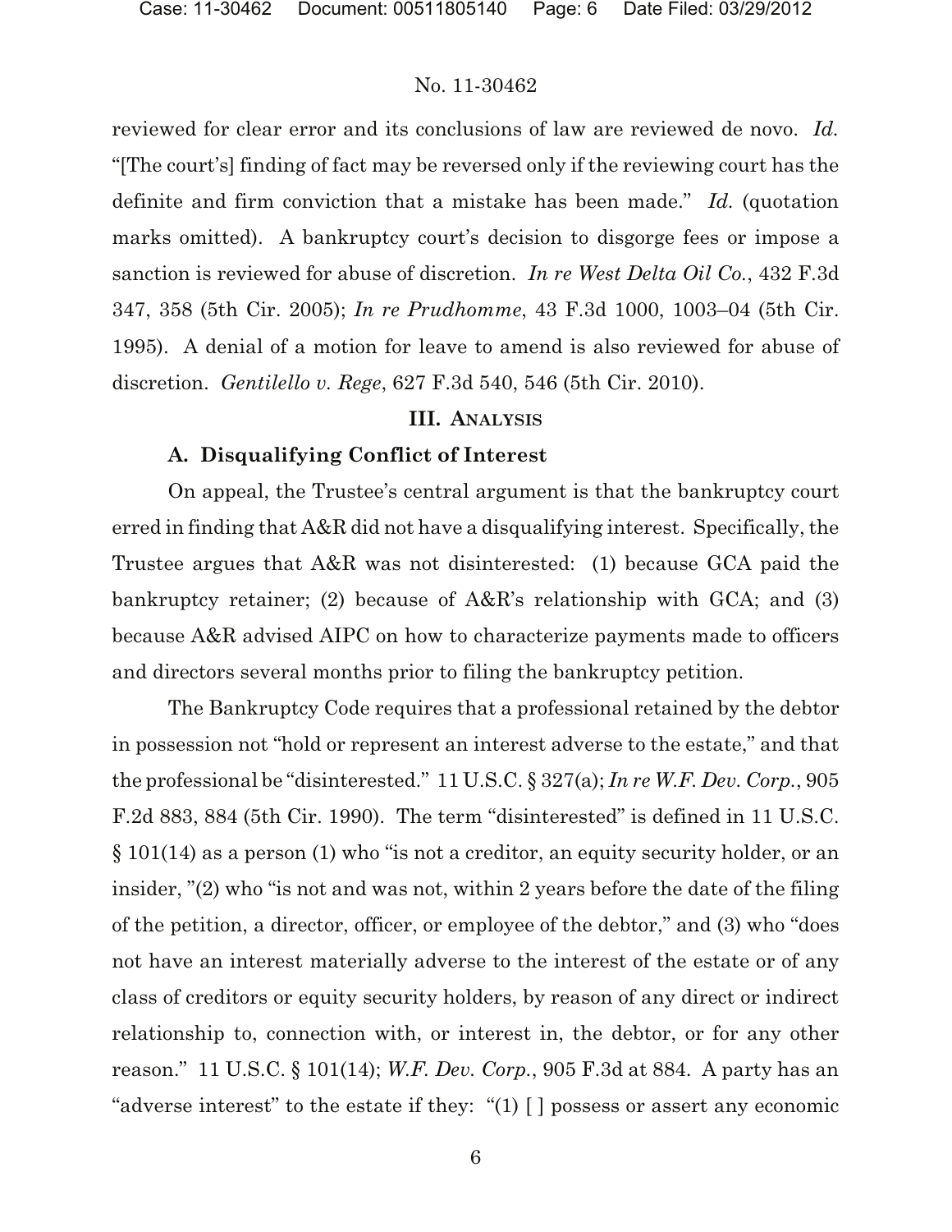reviewed for clear error and its conclusions of law are reviewed de novo. *Id.* "[The court's] finding of fact may be reversed only if the reviewing court has the definite and firm conviction that a mistake has been made." *Id.* (quotation marks omitted). A bankruptcy court's decision to disgorge fees or impose a sanction is reviewed for abuse of discretion. *In re West Delta Oil Co.*, 432 F.3d 347, 358 (5th Cir. 2005); *In re Prudhomme*, 43 F.3d 1000, 1003–04 (5th Cir. 1995). A denial of a motion for leave to amend is also reviewed for abuse of discretion. *Gentilello v. Rege*, 627 F.3d 540, 546 (5th Cir. 2010).

## III. ANALYSIS

### A. Disqualifying Conflict of Interest

On appeal, the Trustee's central argument is that the bankruptcy court erred in finding that A&R did not have a disqualifying interest. Specifically, the Trustee argues that A&R was not disinterested: (1) because GCA paid the bankruptcy retainer; (2) because of A&R's relationship with GCA; and (3) because A&R advised AIPC on how to characterize payments made to officers and directors several months prior to filing the bankruptcy petition.

The Bankruptcy Code requires that a professional retained by the debtor in possession not "hold or represent an interest adverse to the estate," and that the professional be "disinterested." 11 U.S.C. § 327(a); *In re W.F. Dev. Corp.*, 905 F.2d 883, 884 (5th Cir. 1990). The term "disinterested" is defined in 11 U.S.C. § 101(14) as a person (1) who "is not a creditor, an equity security holder, or an insider, "(2) who "is not and was not, within 2 years before the date of the filing of the petition, a director, officer, or employee of the debtor," and (3) who "does not have an interest materially adverse to the interest of the estate or of any class of creditors or equity security holders, by reason of any direct or indirect relationship to, connection with, or interest in, the debtor, or for any other reason." 11 U.S.C. § 101(14); *W.F. Dev. Corp.*, 905 F.3d at 884. A party has an "adverse interest" to the estate if they: "(1) [ ] possess or assert any economic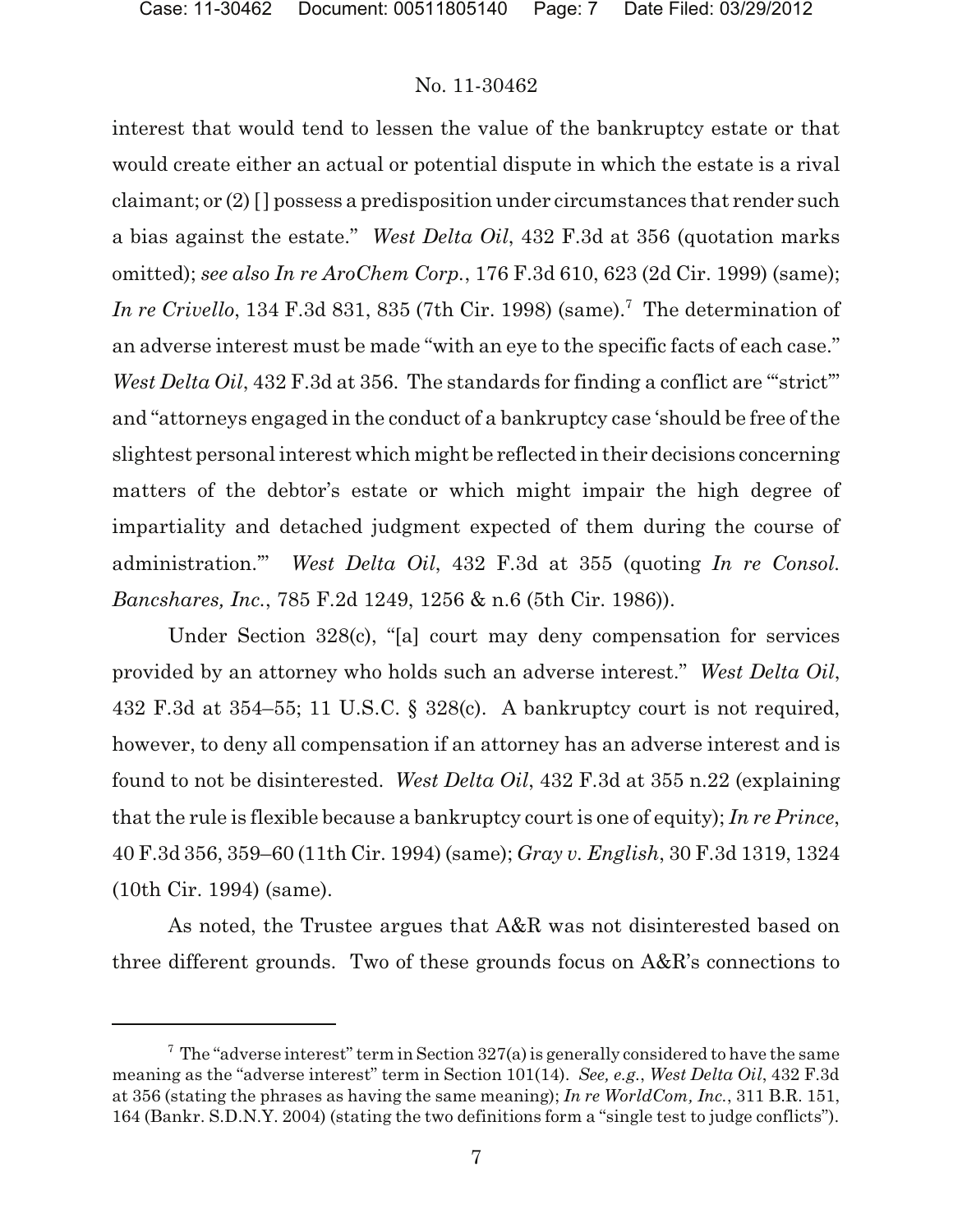interest that would tend to lessen the value of the bankruptcy estate or that would create either an actual or potential dispute in which the estate is a rival claimant; or (2) [ ] possess a predisposition under circumstances that render such a bias against the estate." *West Delta Oil*, 432 F.3d at 356 (quotation marks omitted); *see also In re AroChem Corp.*, 176 F.3d 610, 623 (2d Cir. 1999) (same); *In re Crivello*, 134 F.3d 831, 835 (7th Cir. 1998) (same).[7] The determination of an adverse interest must be made "with an eye to the specific facts of each case." *West Delta Oil*, 432 F.3d at 356. The standards for finding a conflict are "'strict'" and "attorneys engaged in the conduct of a bankruptcy case 'should be free of the slightest personal interest which might be reflected in their decisions concerning matters of the debtor's estate or which might impair the high degree of impartiality and detached judgment expected of them during the course of administration.'" *West Delta Oil*, 432 F.3d at 355 (quoting *In re Consol. Bancshares, Inc.*, 785 F.2d 1249, 1256 & n.6 (5th Cir. 1986)).

Under Section 328(c), "[a] court may deny compensation for services provided by an attorney who holds such an adverse interest." *West Delta Oil*, 432 F.3d at 354–55; 11 U.S.C. § 328(c). A bankruptcy court is not required, however, to deny all compensation if an attorney has an adverse interest and is found to not be disinterested. *West Delta Oil*, 432 F.3d at 355 n.22 (explaining that the rule is flexible because a bankruptcy court is one of equity); *In re Prince*, 40 F.3d 356, 359–60 (11th Cir. 1994) (same); *Gray v. English*, 30 F.3d 1319, 1324 (10th Cir. 1994) (same).

As noted, the Trustee argues that A&R was not disinterested based on three different grounds. Two of these grounds focus on A&R's connections to

---

[7] The "adverse interest" term in Section 327(a) is generally considered to have the same meaning as the "adverse interest" term in Section 101(14). *See, e.g.*, *West Delta Oil*, 432 F.3d at 356 (stating the phrases as having the same meaning); *In re WorldCom, Inc.*, 311 B.R. 151, 164 (Bankr. S.D.N.Y. 2004) (stating the two definitions form a "single test to judge conflicts").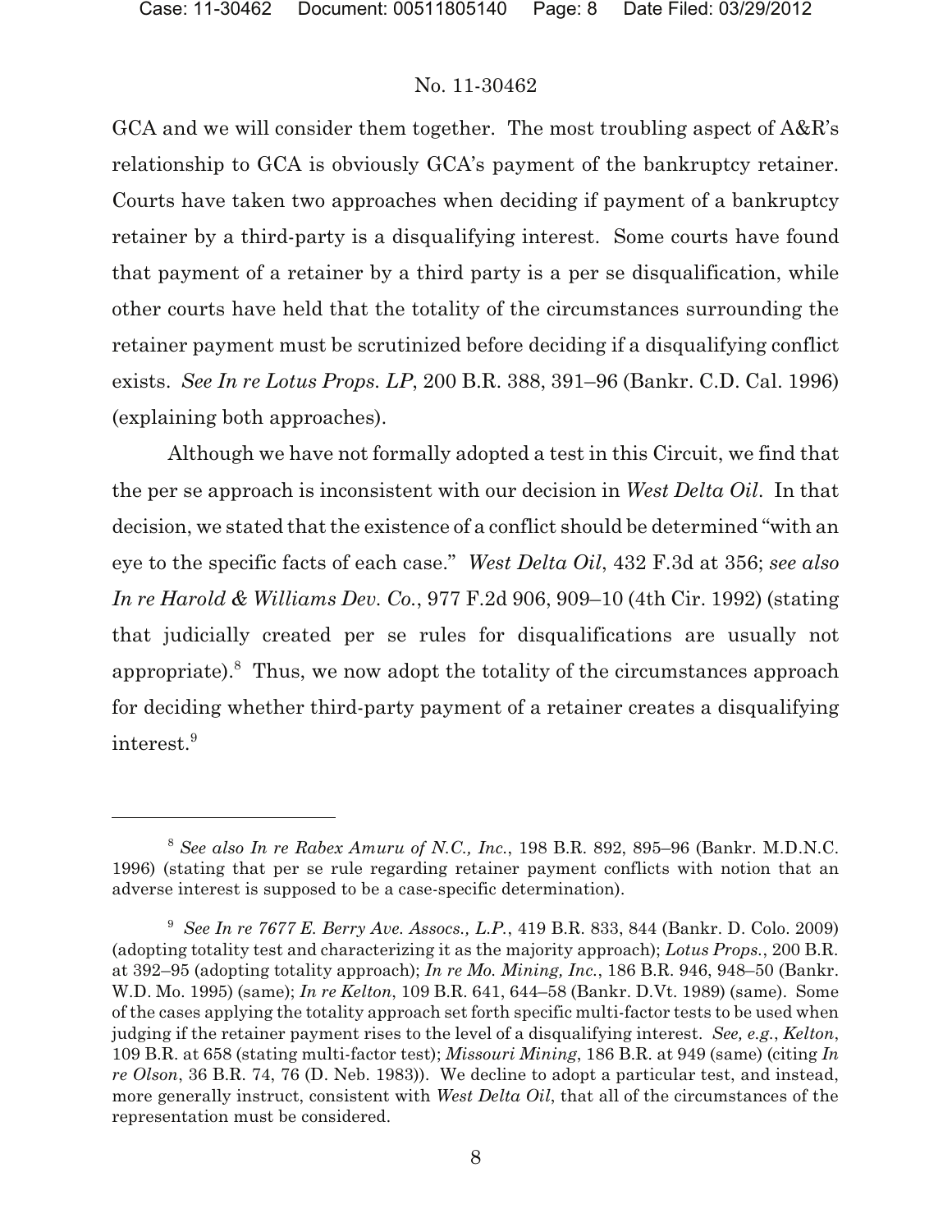GCA and we will consider them together. The most troubling aspect of A&R's relationship to GCA is obviously GCA's payment of the bankruptcy retainer. Courts have taken two approaches when deciding if payment of a bankruptcy retainer by a third-party is a disqualifying interest. Some courts have found that payment of a retainer by a third party is a per se disqualification, while other courts have held that the totality of the circumstances surrounding the retainer payment must be scrutinized before deciding if a disqualifying conflict exists. *See In re Lotus Props. LP*, 200 B.R. 388, 391–96 (Bankr. C.D. Cal. 1996) (explaining both approaches).

Although we have not formally adopted a test in this Circuit, we find that the per se approach is inconsistent with our decision in *West Delta Oil*. In that decision, we stated that the existence of a conflict should be determined "with an eye to the specific facts of each case." *West Delta Oil*, 432 F.3d at 356; *see also In re Harold & Williams Dev. Co.*, 977 F.2d 906, 909–10 (4th Cir. 1992) (stating that judicially created per se rules for disqualifications are usually not appropriate).[8] Thus, we now adopt the totality of the circumstances approach for deciding whether third-party payment of a retainer creates a disqualifying interest.[9]

---

[8] *See also In re Rabex Amuru of N.C., Inc.*, 198 B.R. 892, 895–96 (Bankr. M.D.N.C. 1996) (stating that per se rule regarding retainer payment conflicts with notion that an adverse interest is supposed to be a case-specific determination).

[9] *See In re 7677 E. Berry Ave. Assocs., L.P.*, 419 B.R. 833, 844 (Bankr. D. Colo. 2009) (adopting totality test and characterizing it as the majority approach); *Lotus Props.*, 200 B.R. at 392–95 (adopting totality approach); *In re Mo. Mining, Inc.*, 186 B.R. 946, 948–50 (Bankr. W.D. Mo. 1995) (same); *In re Kelton*, 109 B.R. 641, 644–58 (Bankr. D.Vt. 1989) (same). Some of the cases applying the totality approach set forth specific multi-factor tests to be used when judging if the retainer payment rises to the level of a disqualifying interest. *See, e.g.*, *Kelton*, 109 B.R. at 658 (stating multi-factor test); *Missouri Mining*, 186 B.R. at 949 (same) (citing *In re Olson*, 36 B.R. 74, 76 (D. Neb. 1983)). We decline to adopt a particular test, and instead, more generally instruct, consistent with *West Delta Oil*, that all of the circumstances of the representation must be considered.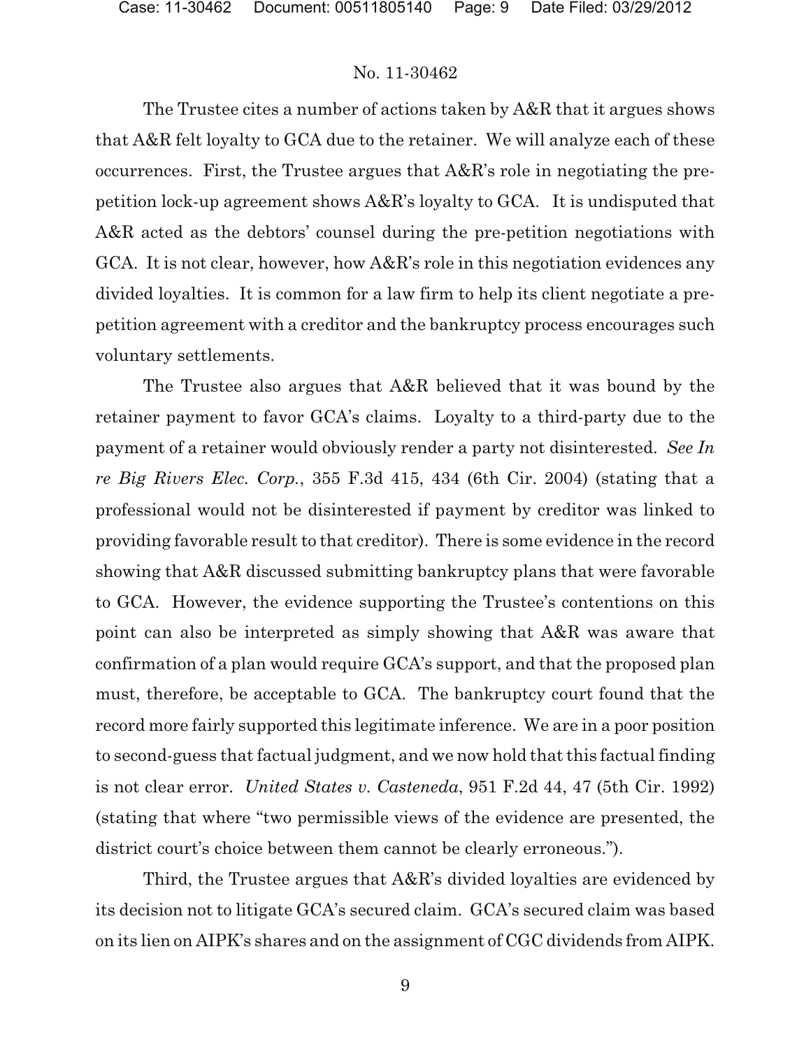The Trustee cites a number of actions taken by A&R that it argues shows that A&R felt loyalty to GCA due to the retainer. We will analyze each of these occurrences. First, the Trustee argues that A&R's role in negotiating the pre-petition lock-up agreement shows A&R's loyalty to GCA. It is undisputed that A&R acted as the debtors' counsel during the pre-petition negotiations with GCA. It is not clear, however, how A&R's role in this negotiation evidences any divided loyalties. It is common for a law firm to help its client negotiate a pre-petition agreement with a creditor and the bankruptcy process encourages such voluntary settlements.

The Trustee also argues that A&R believed that it was bound by the retainer payment to favor GCA's claims. Loyalty to a third-party due to the payment of a retainer would obviously render a party not disinterested. *See In re Big Rivers Elec. Corp.*, 355 F.3d 415, 434 (6th Cir. 2004) (stating that a professional would not be disinterested if payment by creditor was linked to providing favorable result to that creditor). There is some evidence in the record showing that A&R discussed submitting bankruptcy plans that were favorable to GCA. However, the evidence supporting the Trustee's contentions on this point can also be interpreted as simply showing that A&R was aware that confirmation of a plan would require GCA's support, and that the proposed plan must, therefore, be acceptable to GCA. The bankruptcy court found that the record more fairly supported this legitimate inference. We are in a poor position to second-guess that factual judgment, and we now hold that this factual finding is not clear error. *United States v. Casteneda*, 951 F.2d 44, 47 (5th Cir. 1992) (stating that where "two permissible views of the evidence are presented, the district court's choice between them cannot be clearly erroneous.").

Third, the Trustee argues that A&R's divided loyalties are evidenced by its decision not to litigate GCA's secured claim. GCA's secured claim was based on its lien on AIPK's shares and on the assignment of CGC dividends from AIPK.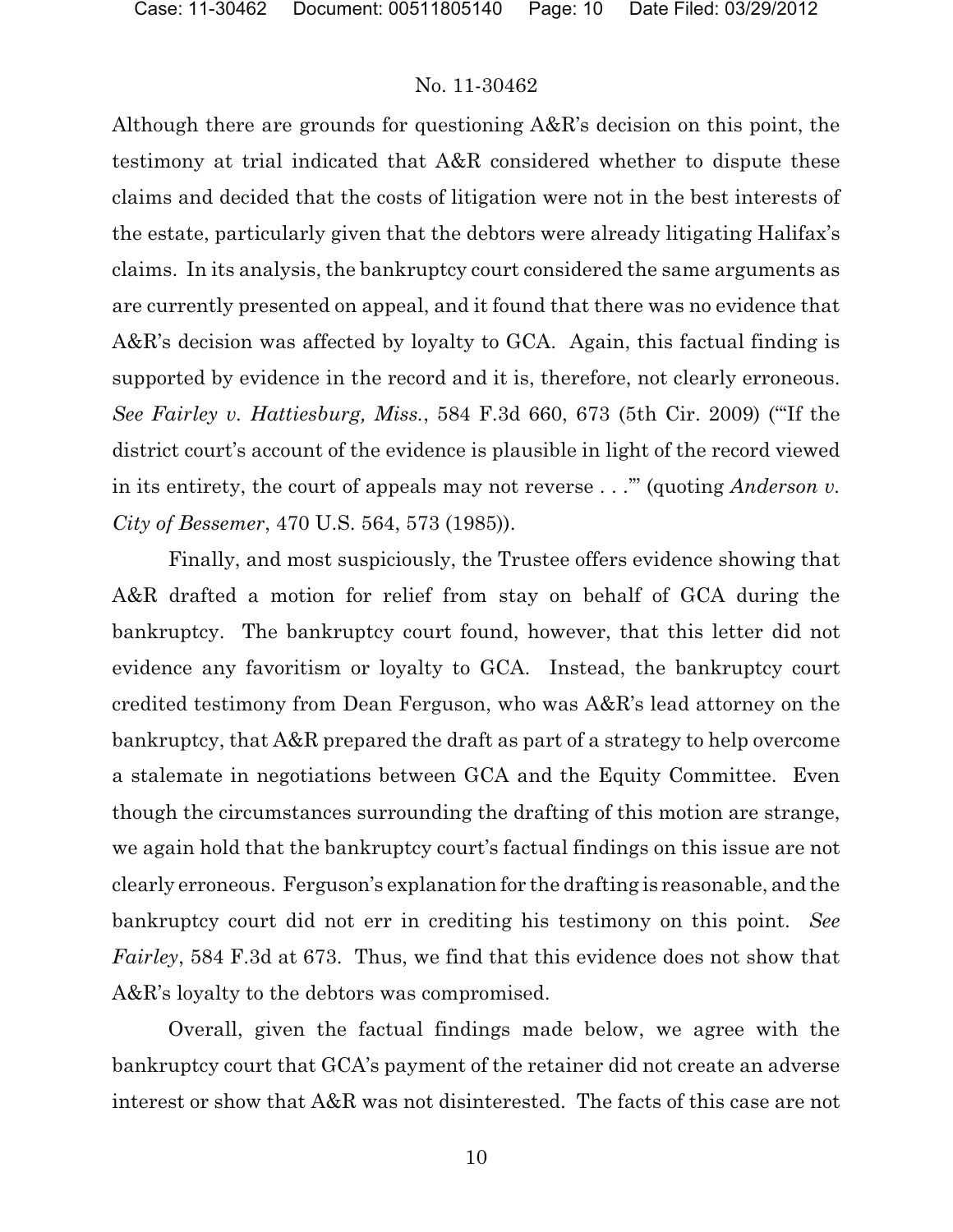Although there are grounds for questioning A&R's decision on this point, the testimony at trial indicated that A&R considered whether to dispute these claims and decided that the costs of litigation were not in the best interests of the estate, particularly given that the debtors were already litigating Halifax's claims. In its analysis, the bankruptcy court considered the same arguments as are currently presented on appeal, and it found that there was no evidence that A&R's decision was affected by loyalty to GCA. Again, this factual finding is supported by evidence in the record and it is, therefore, not clearly erroneous. *See Fairley v. Hattiesburg, Miss.*, 584 F.3d 660, 673 (5th Cir. 2009) ("'If the district court's account of the evidence is plausible in light of the record viewed in its entirety, the court of appeals may not reverse . . .'" (quoting *Anderson v. City of Bessemer*, 470 U.S. 564, 573 (1985)).

Finally, and most suspiciously, the Trustee offers evidence showing that A&R drafted a motion for relief from stay on behalf of GCA during the bankruptcy. The bankruptcy court found, however, that this letter did not evidence any favoritism or loyalty to GCA. Instead, the bankruptcy court credited testimony from Dean Ferguson, who was A&R's lead attorney on the bankruptcy, that A&R prepared the draft as part of a strategy to help overcome a stalemate in negotiations between GCA and the Equity Committee. Even though the circumstances surrounding the drafting of this motion are strange, we again hold that the bankruptcy court's factual findings on this issue are not clearly erroneous. Ferguson's explanation for the drafting is reasonable, and the bankruptcy court did not err in crediting his testimony on this point. *See Fairley*, 584 F.3d at 673. Thus, we find that this evidence does not show that A&R's loyalty to the debtors was compromised.

Overall, given the factual findings made below, we agree with the bankruptcy court that GCA's payment of the retainer did not create an adverse interest or show that A&R was not disinterested. The facts of this case are not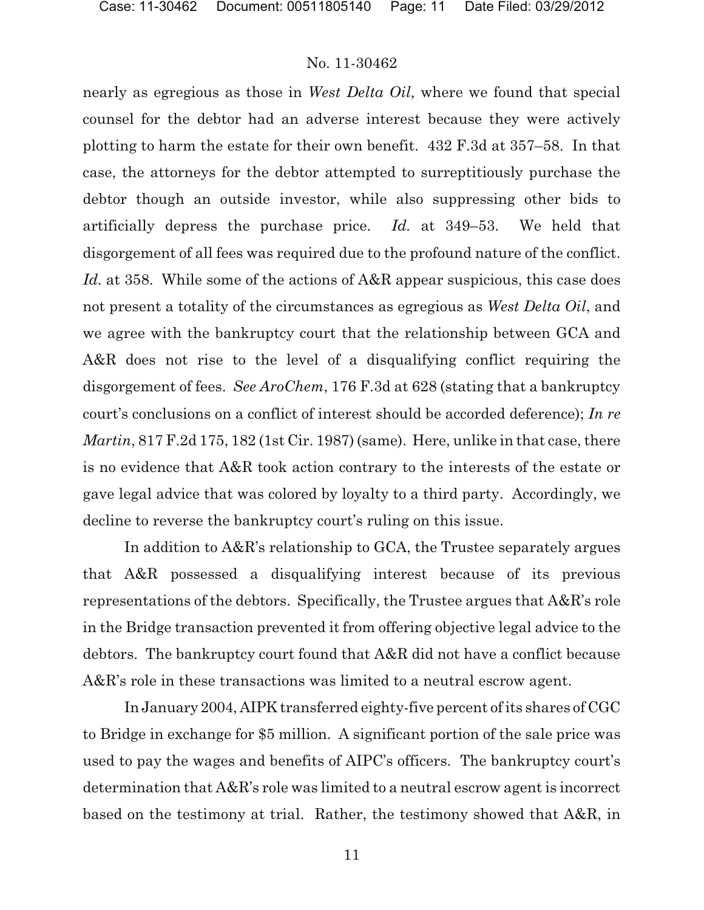nearly as egregious as those in *West Delta Oil*, where we found that special counsel for the debtor had an adverse interest because they were actively plotting to harm the estate for their own benefit. 432 F.3d at 357–58. In that case, the attorneys for the debtor attempted to surreptitiously purchase the debtor though an outside investor, while also suppressing other bids to artificially depress the purchase price. *Id.* at 349–53. We held that disgorgement of all fees was required due to the profound nature of the conflict. *Id.* at 358. While some of the actions of A&R appear suspicious, this case does not present a totality of the circumstances as egregious as *West Delta Oil*, and we agree with the bankruptcy court that the relationship between GCA and A&R does not rise to the level of a disqualifying conflict requiring the disgorgement of fees. *See AroChem*, 176 F.3d at 628 (stating that a bankruptcy court's conclusions on a conflict of interest should be accorded deference); *In re Martin*, 817 F.2d 175, 182 (1st Cir. 1987) (same). Here, unlike in that case, there is no evidence that A&R took action contrary to the interests of the estate or gave legal advice that was colored by loyalty to a third party. Accordingly, we decline to reverse the bankruptcy court's ruling on this issue.

In addition to A&R's relationship to GCA, the Trustee separately argues that A&R possessed a disqualifying interest because of its previous representations of the debtors. Specifically, the Trustee argues that A&R's role in the Bridge transaction prevented it from offering objective legal advice to the debtors. The bankruptcy court found that A&R did not have a conflict because A&R's role in these transactions was limited to a neutral escrow agent.

In January 2004, AIPK transferred eighty-five percent of its shares of CGC to Bridge in exchange for $5 million. A significant portion of the sale price was used to pay the wages and benefits of AIPC's officers. The bankruptcy court's determination that A&R's role was limited to a neutral escrow agent is incorrect based on the testimony at trial. Rather, the testimony showed that A&R, in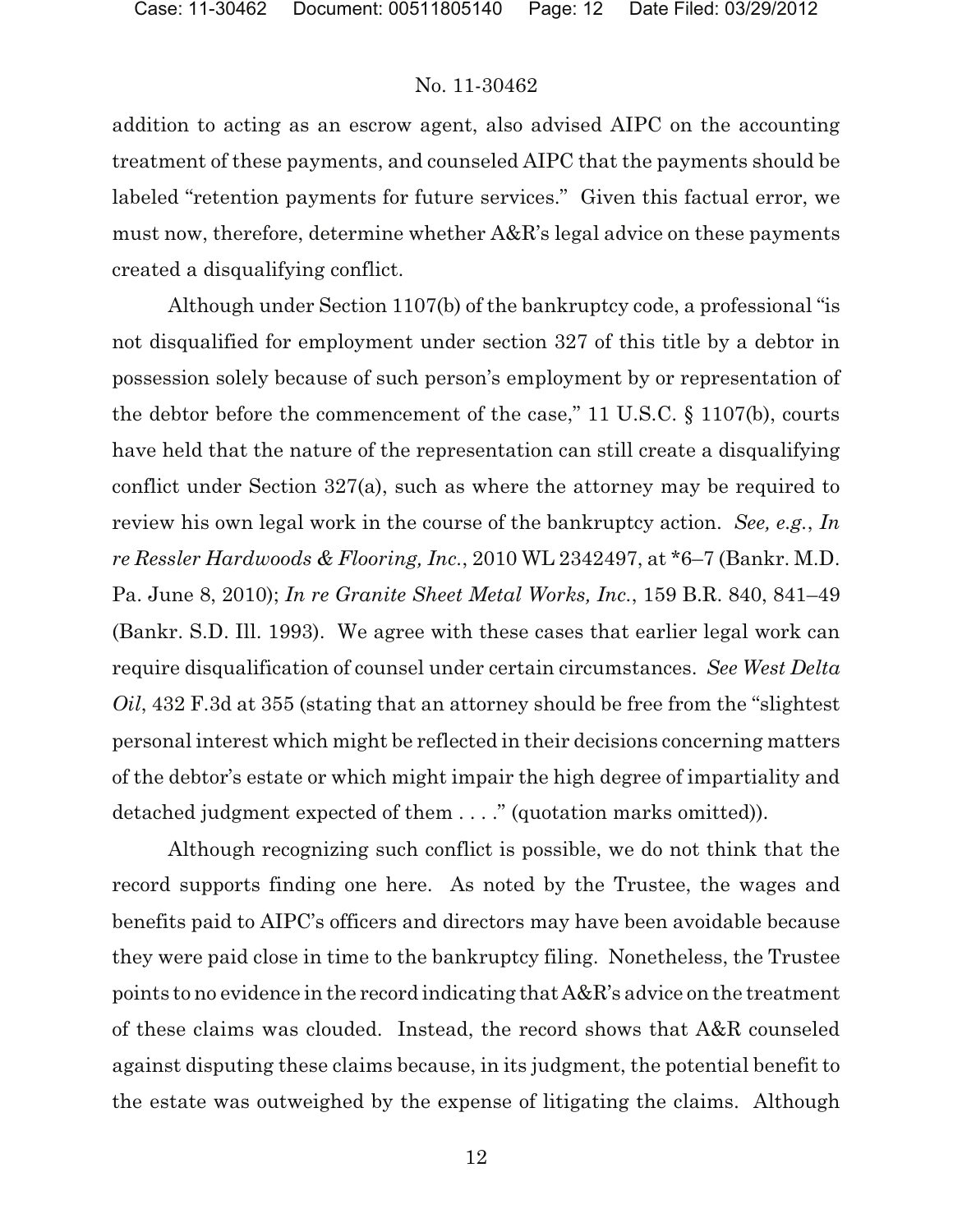addition to acting as an escrow agent, also advised AIPC on the accounting treatment of these payments, and counseled AIPC that the payments should be labeled "retention payments for future services." Given this factual error, we must now, therefore, determine whether A&R's legal advice on these payments created a disqualifying conflict.

Although under Section 1107(b) of the bankruptcy code, a professional "is not disqualified for employment under section 327 of this title by a debtor in possession solely because of such person's employment by or representation of the debtor before the commencement of the case," 11 U.S.C. § 1107(b), courts have held that the nature of the representation can still create a disqualifying conflict under Section 327(a), such as where the attorney may be required to review his own legal work in the course of the bankruptcy action. *See, e.g.*, *In re Ressler Hardwoods & Flooring, Inc.*, 2010 WL 2342497, at *6–7 (Bankr. M.D. Pa. June 8, 2010); *In re Granite Sheet Metal Works, Inc.*, 159 B.R. 840, 841–49 (Bankr. S.D. Ill. 1993). We agree with these cases that earlier legal work can require disqualification of counsel under certain circumstances. *See West Delta Oil*, 432 F.3d at 355 (stating that an attorney should be free from the "slightest personal interest which might be reflected in their decisions concerning matters of the debtor's estate or which might impair the high degree of impartiality and detached judgment expected of them . . . ." (quotation marks omitted)).

Although recognizing such conflict is possible, we do not think that the record supports finding one here. As noted by the Trustee, the wages and benefits paid to AIPC's officers and directors may have been avoidable because they were paid close in time to the bankruptcy filing. Nonetheless, the Trustee points to no evidence in the record indicating that A&R's advice on the treatment of these claims was clouded. Instead, the record shows that A&R counseled against disputing these claims because, in its judgment, the potential benefit to the estate was outweighed by the expense of litigating the claims. Although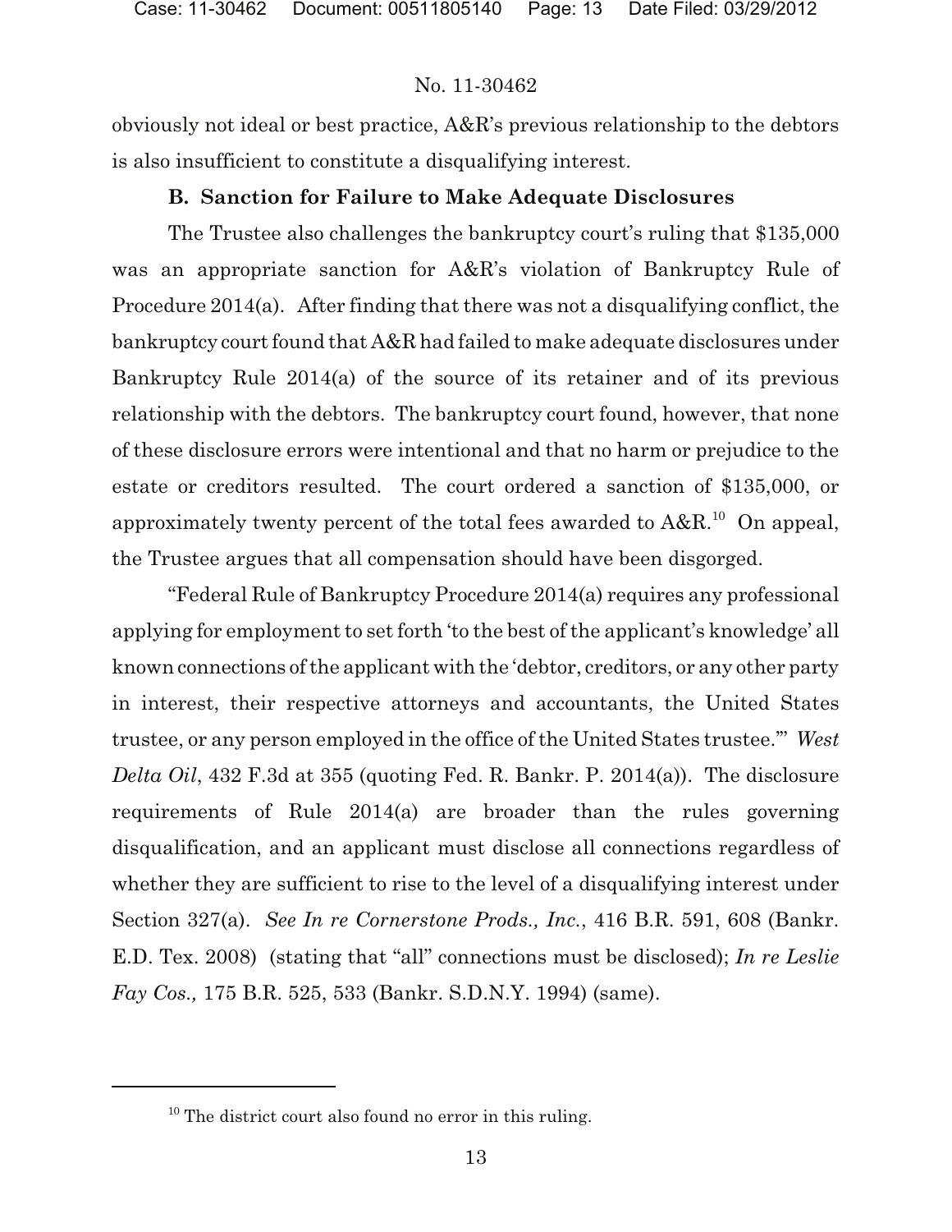obviously not ideal or best practice, A&R's previous relationship to the debtors is also insufficient to constitute a disqualifying interest.

### B. Sanction for Failure to Make Adequate Disclosures

The Trustee also challenges the bankruptcy court's ruling that $135,000 was an appropriate sanction for A&R's violation of Bankruptcy Rule of Procedure 2014(a). After finding that there was not a disqualifying conflict, the bankruptcy court found that A&R had failed to make adequate disclosures under Bankruptcy Rule 2014(a) of the source of its retainer and of its previous relationship with the debtors. The bankruptcy court found, however, that none of these disclosure errors were intentional and that no harm or prejudice to the estate or creditors resulted. The court ordered a sanction of $135,000, or approximately twenty percent of the total fees awarded to A&R.[10] On appeal, the Trustee argues that all compensation should have been disgorged.

"Federal Rule of Bankruptcy Procedure 2014(a) requires any professional applying for employment to set forth 'to the best of the applicant's knowledge' all known connections of the applicant with the 'debtor, creditors, or any other party in interest, their respective attorneys and accountants, the United States trustee, or any person employed in the office of the United States trustee.'" *West Delta Oil*, 432 F.3d at 355 (quoting Fed. R. Bankr. P. 2014(a)). The disclosure requirements of Rule 2014(a) are broader than the rules governing disqualification, and an applicant must disclose all connections regardless of whether they are sufficient to rise to the level of a disqualifying interest under Section 327(a). *See In re Cornerstone Prods., Inc.*, 416 B.R. 591, 608 (Bankr. E.D. Tex. 2008) (stating that "all" connections must be disclosed); *In re Leslie Fay Cos.,* 175 B.R. 525, 533 (Bankr. S.D.N.Y. 1994) (same).

---

[10] The district court also found no error in this ruling.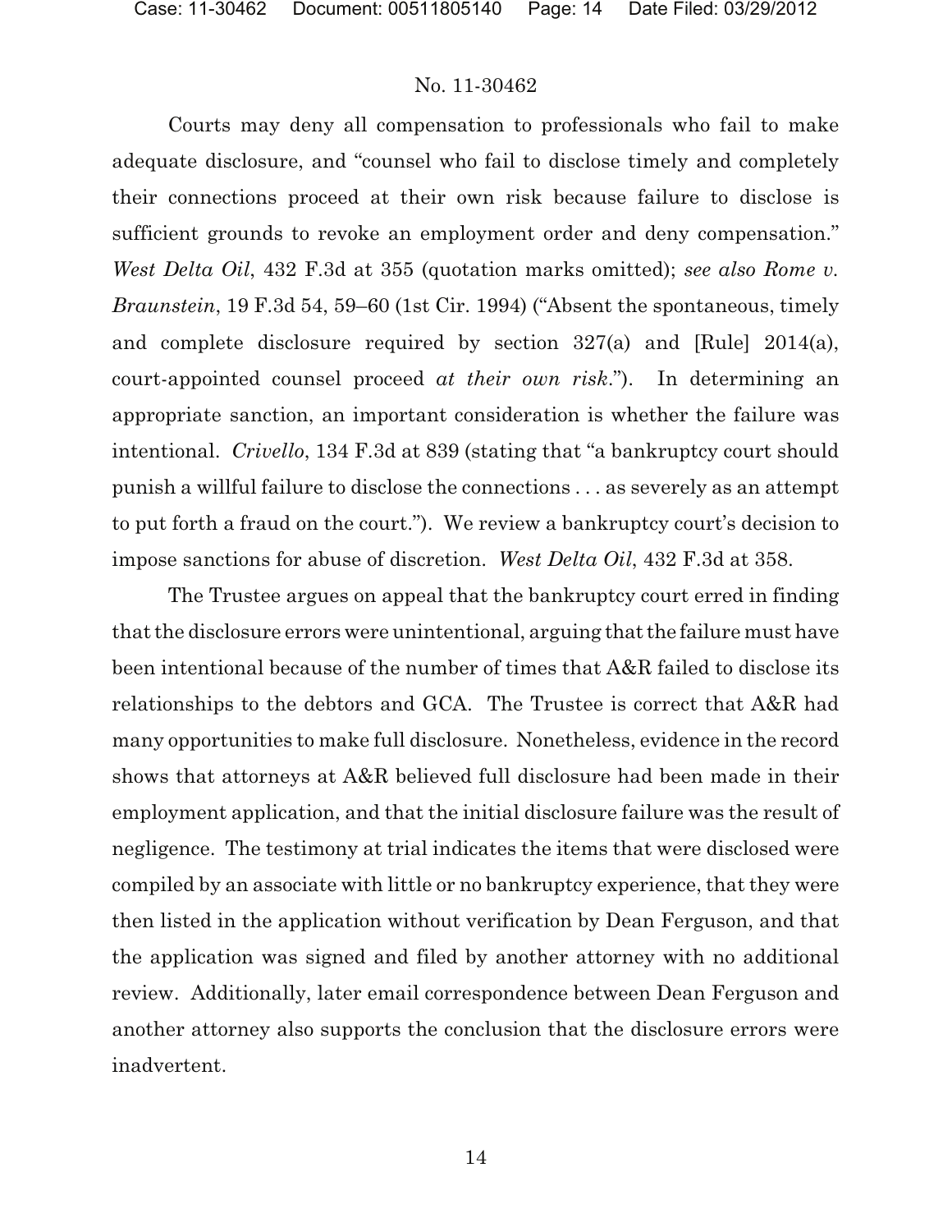Courts may deny all compensation to professionals who fail to make adequate disclosure, and "counsel who fail to disclose timely and completely their connections proceed at their own risk because failure to disclose is sufficient grounds to revoke an employment order and deny compensation." *West Delta Oil*, 432 F.3d at 355 (quotation marks omitted); *see also Rome v. Braunstein*, 19 F.3d 54, 59–60 (1st Cir. 1994) ("Absent the spontaneous, timely and complete disclosure required by section 327(a) and [Rule] 2014(a), court-appointed counsel proceed *at their own risk*."). In determining an appropriate sanction, an important consideration is whether the failure was intentional. *Crivello*, 134 F.3d at 839 (stating that "a bankruptcy court should punish a willful failure to disclose the connections . . . as severely as an attempt to put forth a fraud on the court."). We review a bankruptcy court's decision to impose sanctions for abuse of discretion. *West Delta Oil*, 432 F.3d at 358.

The Trustee argues on appeal that the bankruptcy court erred in finding that the disclosure errors were unintentional, arguing that the failure must have been intentional because of the number of times that A&R failed to disclose its relationships to the debtors and GCA. The Trustee is correct that A&R had many opportunities to make full disclosure. Nonetheless, evidence in the record shows that attorneys at A&R believed full disclosure had been made in their employment application, and that the initial disclosure failure was the result of negligence. The testimony at trial indicates the items that were disclosed were compiled by an associate with little or no bankruptcy experience, that they were then listed in the application without verification by Dean Ferguson, and that the application was signed and filed by another attorney with no additional review. Additionally, later email correspondence between Dean Ferguson and another attorney also supports the conclusion that the disclosure errors were inadvertent.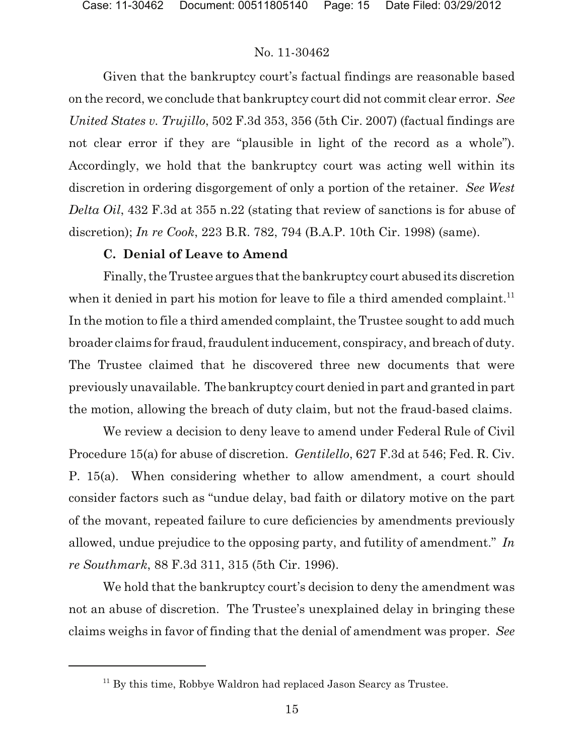Given that the bankruptcy court's factual findings are reasonable based on the record, we conclude that bankruptcy court did not commit clear error. *See United States v. Trujillo*, 502 F.3d 353, 356 (5th Cir. 2007) (factual findings are not clear error if they are "plausible in light of the record as a whole"). Accordingly, we hold that the bankruptcy court was acting well within its discretion in ordering disgorgement of only a portion of the retainer. *See West Delta Oil*, 432 F.3d at 355 n.22 (stating that review of sanctions is for abuse of discretion); *In re Cook*, 223 B.R. 782, 794 (B.A.P. 10th Cir. 1998) (same).

### C. Denial of Leave to Amend

Finally, the Trustee argues that the bankruptcy court abused its discretion when it denied in part his motion for leave to file a third amended complaint.[11] In the motion to file a third amended complaint, the Trustee sought to add much broader claims for fraud, fraudulent inducement, conspiracy, and breach of duty. The Trustee claimed that he discovered three new documents that were previously unavailable. The bankruptcy court denied in part and granted in part the motion, allowing the breach of duty claim, but not the fraud-based claims.

We review a decision to deny leave to amend under Federal Rule of Civil Procedure 15(a) for abuse of discretion. *Gentilello*, 627 F.3d at 546; Fed. R. Civ. P. 15(a). When considering whether to allow amendment, a court should consider factors such as "undue delay, bad faith or dilatory motive on the part of the movant, repeated failure to cure deficiencies by amendments previously allowed, undue prejudice to the opposing party, and futility of amendment." *In re Southmark*, 88 F.3d 311, 315 (5th Cir. 1996).

We hold that the bankruptcy court's decision to deny the amendment was not an abuse of discretion. The Trustee's unexplained delay in bringing these claims weighs in favor of finding that the denial of amendment was proper. *See*

[11] By this time, Robbye Waldron had replaced Jason Searcy as Trustee.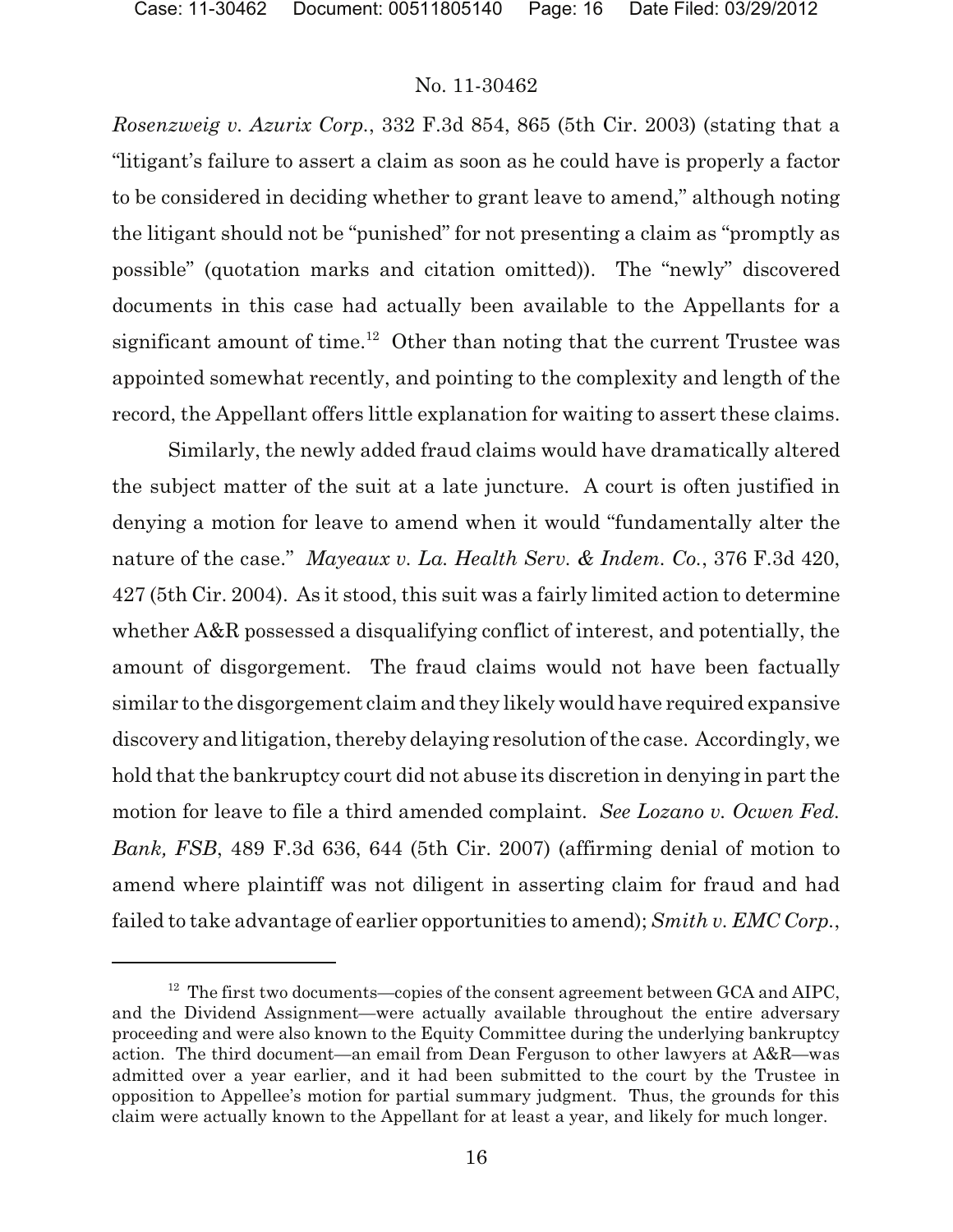*Rosenzweig v. Azurix Corp.*, 332 F.3d 854, 865 (5th Cir. 2003) (stating that a "litigant's failure to assert a claim as soon as he could have is properly a factor to be considered in deciding whether to grant leave to amend," although noting the litigant should not be "punished" for not presenting a claim as "promptly as possible" (quotation marks and citation omitted)). The "newly" discovered documents in this case had actually been available to the Appellants for a significant amount of time.[12] Other than noting that the current Trustee was appointed somewhat recently, and pointing to the complexity and length of the record, the Appellant offers little explanation for waiting to assert these claims.

Similarly, the newly added fraud claims would have dramatically altered the subject matter of the suit at a late juncture. A court is often justified in denying a motion for leave to amend when it would "fundamentally alter the nature of the case." *Mayeaux v. La. Health Serv. & Indem. Co.*, 376 F.3d 420, 427 (5th Cir. 2004). As it stood, this suit was a fairly limited action to determine whether A&R possessed a disqualifying conflict of interest, and potentially, the amount of disgorgement. The fraud claims would not have been factually similar to the disgorgement claim and they likely would have required expansive discovery and litigation, thereby delaying resolution of the case. Accordingly, we hold that the bankruptcy court did not abuse its discretion in denying in part the motion for leave to file a third amended complaint. *See Lozano v. Ocwen Fed. Bank, FSB*, 489 F.3d 636, 644 (5th Cir. 2007) (affirming denial of motion to amend where plaintiff was not diligent in asserting claim for fraud and had failed to take advantage of earlier opportunities to amend); *Smith v. EMC Corp.*,

---

[12] The first two documents—copies of the consent agreement between GCA and AIPC, and the Dividend Assignment—were actually available throughout the entire adversary proceeding and were also known to the Equity Committee during the underlying bankruptcy action. The third document—an email from Dean Ferguson to other lawyers at A&R—was admitted over a year earlier, and it had been submitted to the court by the Trustee in opposition to Appellee's motion for partial summary judgment. Thus, the grounds for this claim were actually known to the Appellant for at least a year, and likely for much longer.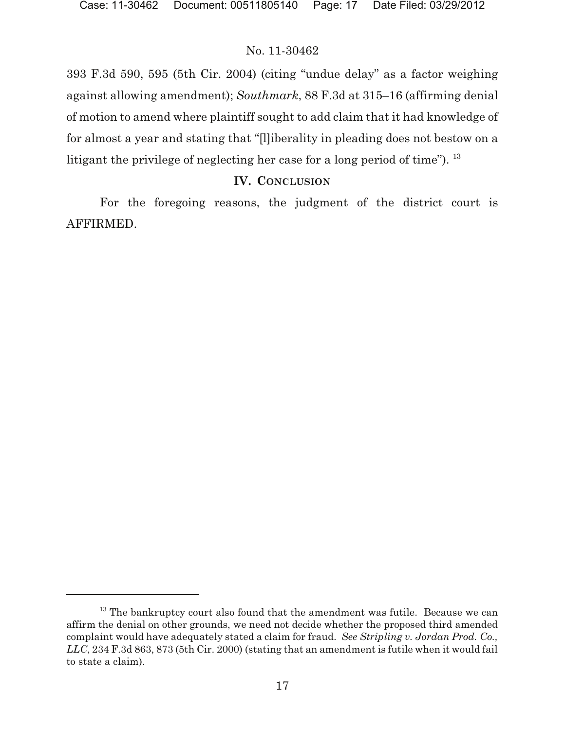393 F.3d 590, 595 (5th Cir. 2004) (citing "undue delay" as a factor weighing against allowing amendment); *Southmark*, 88 F.3d at 315–16 (affirming denial of motion to amend where plaintiff sought to add claim that it had knowledge of for almost a year and stating that "[l]iberality in pleading does not bestow on a litigant the privilege of neglecting her case for a long period of time"). [13]

## IV. CONCLUSION

For the foregoing reasons, the judgment of the district court is AFFIRMED.

---

[13] The bankruptcy court also found that the amendment was futile. Because we can affirm the denial on other grounds, we need not decide whether the proposed third amended complaint would have adequately stated a claim for fraud. *See Stripling v. Jordan Prod. Co., LLC*, 234 F.3d 863, 873 (5th Cir. 2000) (stating that an amendment is futile when it would fail to state a claim).